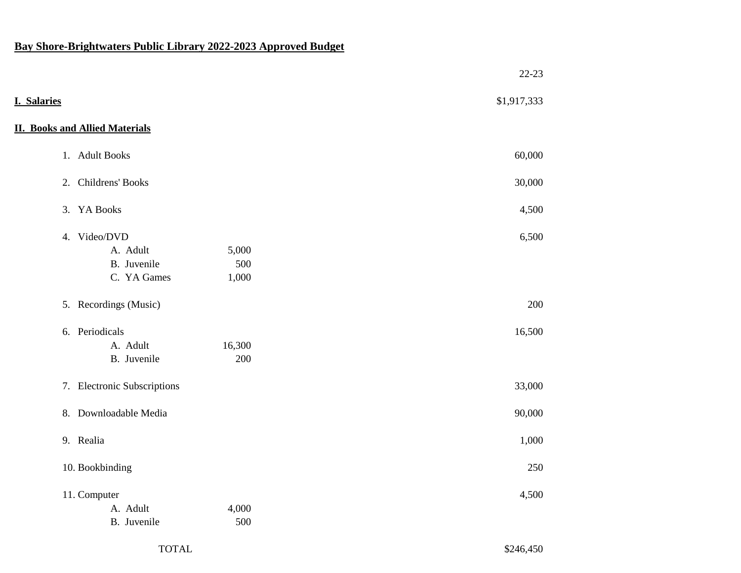# Bay Shore-Brightwaters Public Library 2022-2023 Approved Budget

| | | 22-23 |
|---|---|---|
| **I. Salaries** | | $1,917,333 |
| **II. Books and Allied Materials** | | |
| 1. Adult Books | | 60,000 |
| 2. Childrens' Books | | 30,000 |
| 3. YA Books | | 4,500 |
| 4. Video/DVD | | 6,500 |
| A. Adult | 5,000 | |
| B. Juvenile | 500 | |
| C. YA Games | 1,000 | |
| 5. Recordings (Music) | | 200 |
| 6. Periodicals | | 16,500 |
| A. Adult | 16,300 | |
| B. Juvenile | 200 | |
| 7. Electronic Subscriptions | | 33,000 |
| 8. Downloadable Media | | 90,000 |
| 9. Realia | | 1,000 |
| 10. Bookbinding | | 250 |
| 11. Computer | | 4,500 |
| A. Adult | 4,000 | |
| B. Juvenile | 500 | |
| TOTAL | | $246,450 |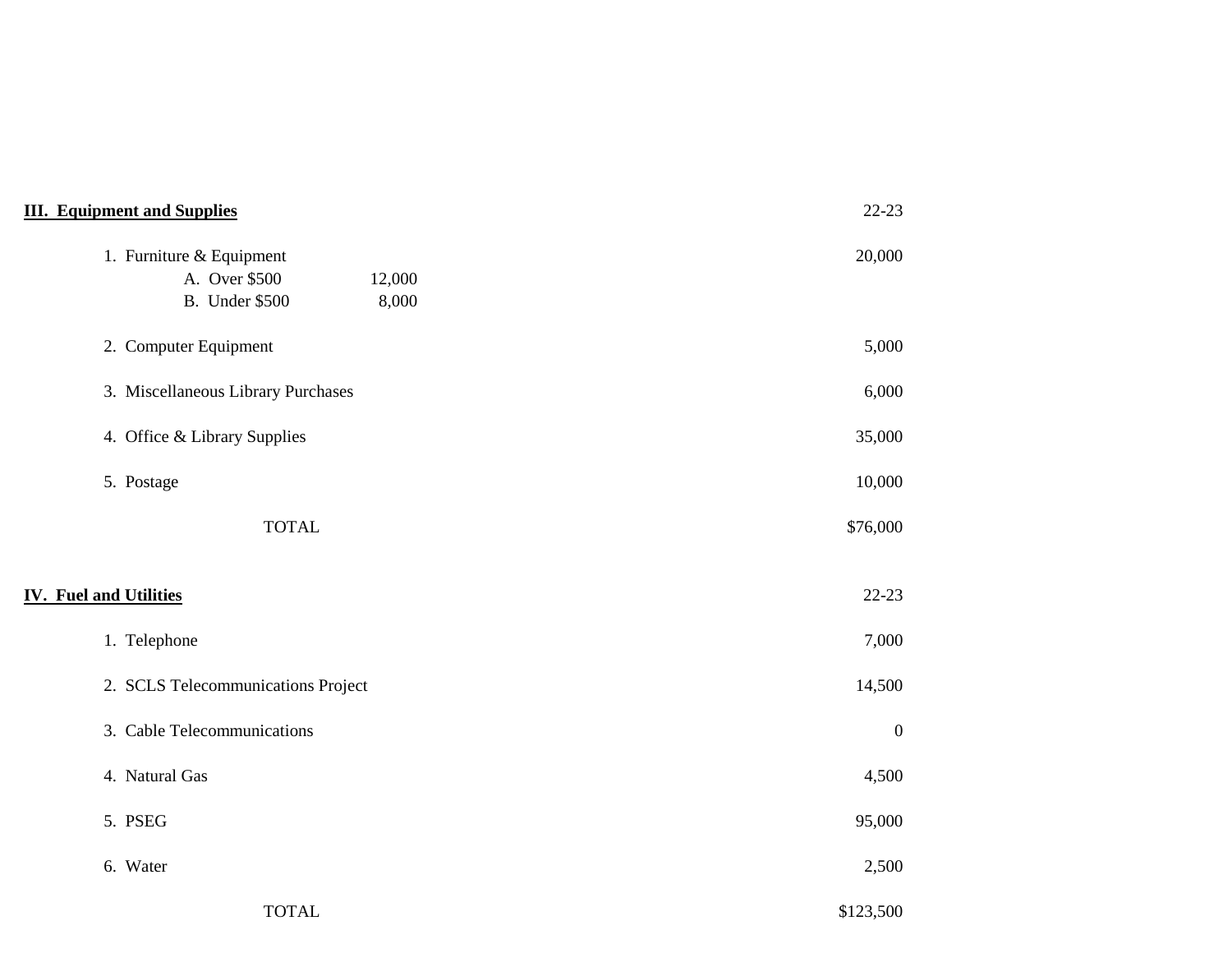**III. Equipment and Supplies**

| | | 22-23 |
|---|---|---|
| 1. Furniture & Equipment | | 20,000 |
| A. Over $500 | 12,000 | |
| B. Under $500 | 8,000 | |
| 2. Computer Equipment | | 5,000 |
| 3. Miscellaneous Library Purchases | | 6,000 |
| 4. Office & Library Supplies | | 35,000 |
| 5. Postage | | 10,000 |
| TOTAL | | $76,000 |

**IV. Fuel and Utilities**

| | 22-23 |
|---|---|
| 1. Telephone | 7,000 |
| 2. SCLS Telecommunications Project | 14,500 |
| 3. Cable Telecommunications | 0 |
| 4. Natural Gas | 4,500 |
| 5. PSEG | 95,000 |
| 6. Water | 2,500 |
| TOTAL | $123,500 |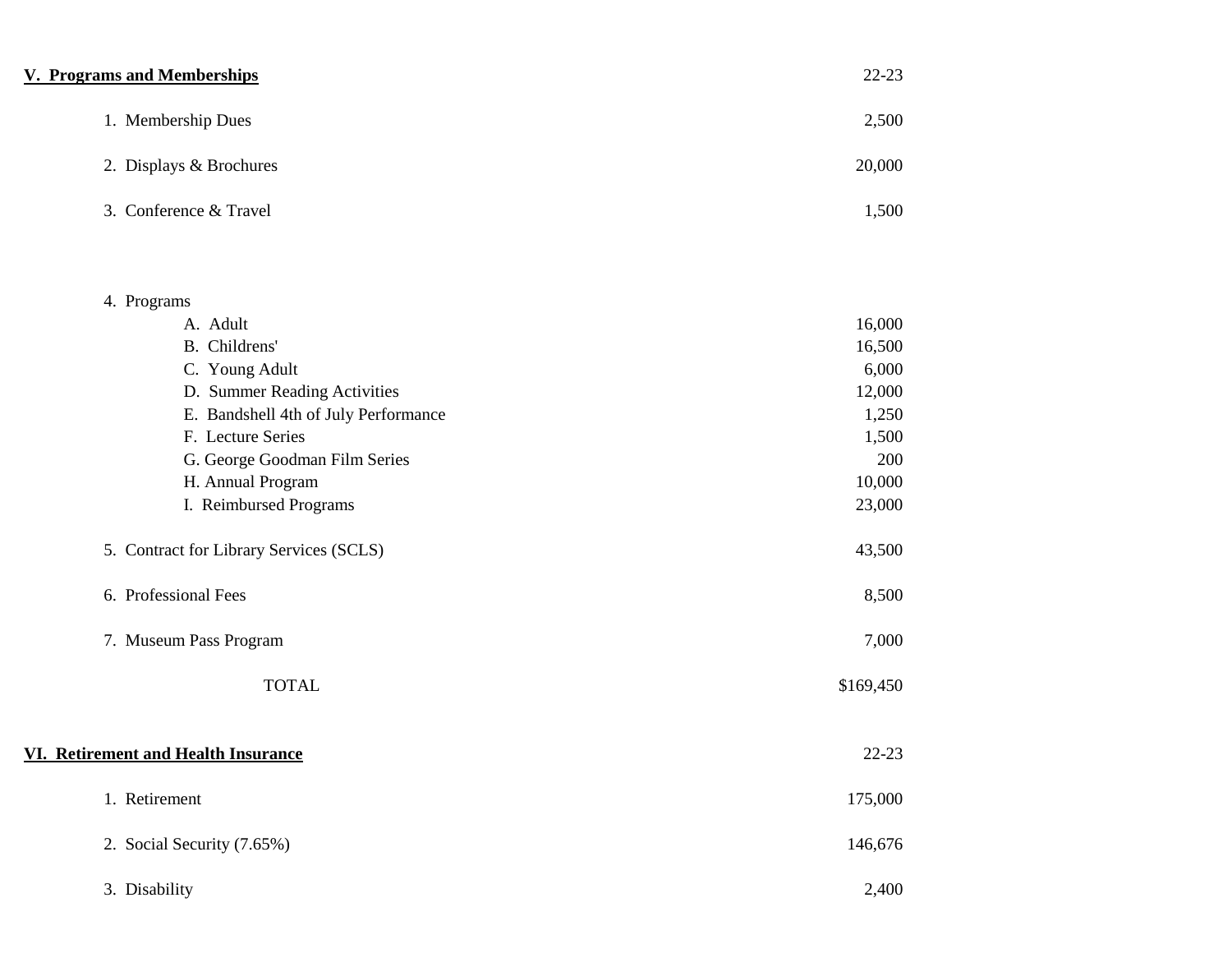**V. Programs and Memberships**

| | 22-23 |
|---|---|
| 1. Membership Dues | 2,500 |
| 2. Displays & Brochures | 20,000 |
| 3. Conference & Travel | 1,500 |
| 4. Programs | |
| A. Adult | 16,000 |
| B. Childrens' | 16,500 |
| C. Young Adult | 6,000 |
| D. Summer Reading Activities | 12,000 |
| E. Bandshell 4th of July Performance | 1,250 |
| F. Lecture Series | 1,500 |
| G. George Goodman Film Series | 200 |
| H. Annual Program | 10,000 |
| I. Reimbursed Programs | 23,000 |
| 5. Contract for Library Services (SCLS) | 43,500 |
| 6. Professional Fees | 8,500 |
| 7. Museum Pass Program | 7,000 |
| TOTAL | $169,450 |

**VI. Retirement and Health Insurance**

| | 22-23 |
|---|---|
| 1. Retirement | 175,000 |
| 2. Social Security (7.65%) | 146,676 |
| 3. Disability | 2,400 |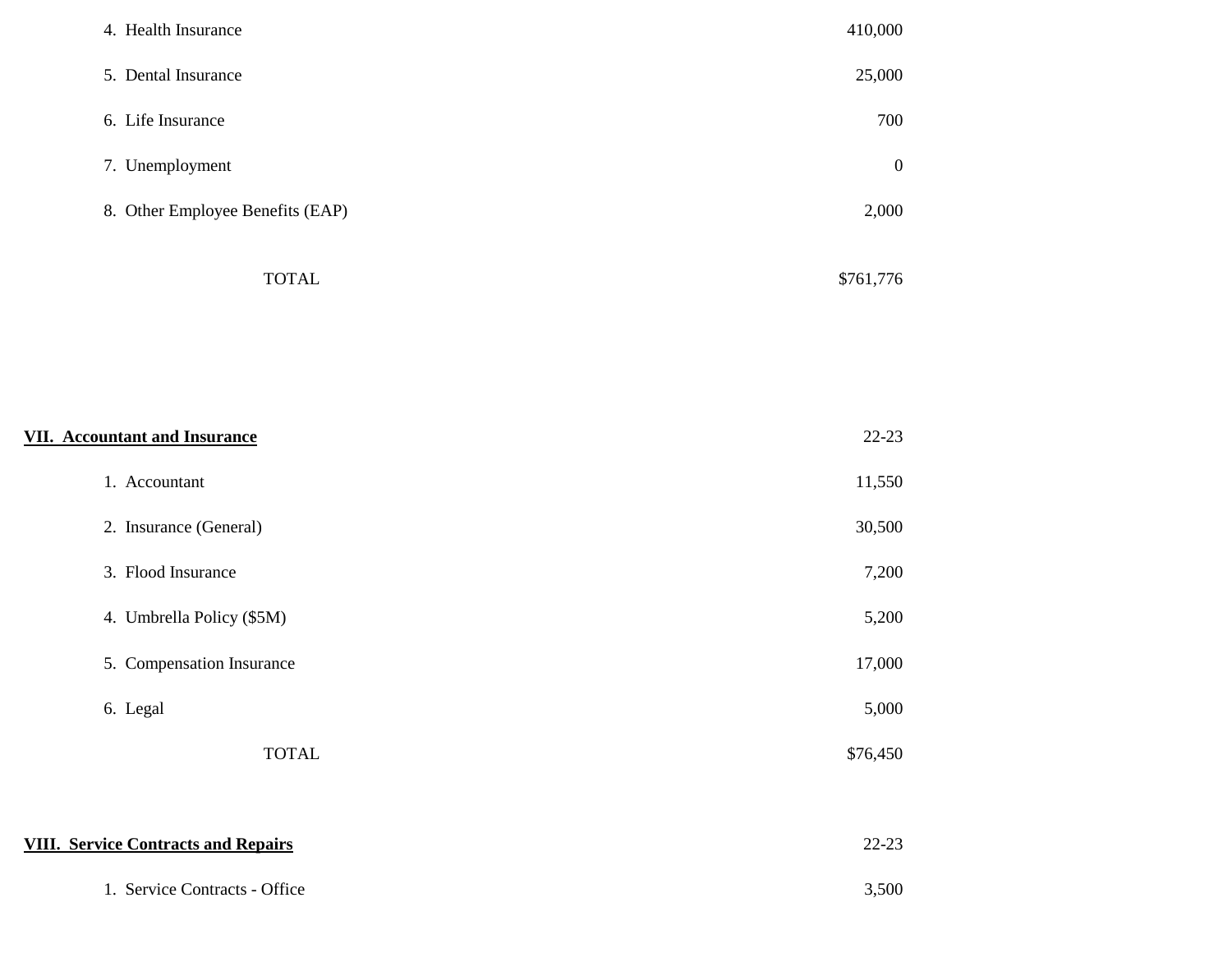| | |
|---|---|
| 4. Health Insurance | 410,000 |
| 5. Dental Insurance | 25,000 |
| 6. Life Insurance | 700 |
| 7. Unemployment | 0 |
| 8. Other Employee Benefits (EAP) | 2,000 |
| TOTAL | $761,776 |

| **VII. Accountant and Insurance** | 22-23 |
|---|---|
| 1. Accountant | 11,550 |
| 2. Insurance (General) | 30,500 |
| 3. Flood Insurance | 7,200 |
| 4. Umbrella Policy ($5M) | 5,200 |
| 5. Compensation Insurance | 17,000 |
| 6. Legal | 5,000 |
| TOTAL | $76,450 |

| **VIII. Service Contracts and Repairs** | 22-23 |
|---|---|
| 1. Service Contracts - Office | 3,500 |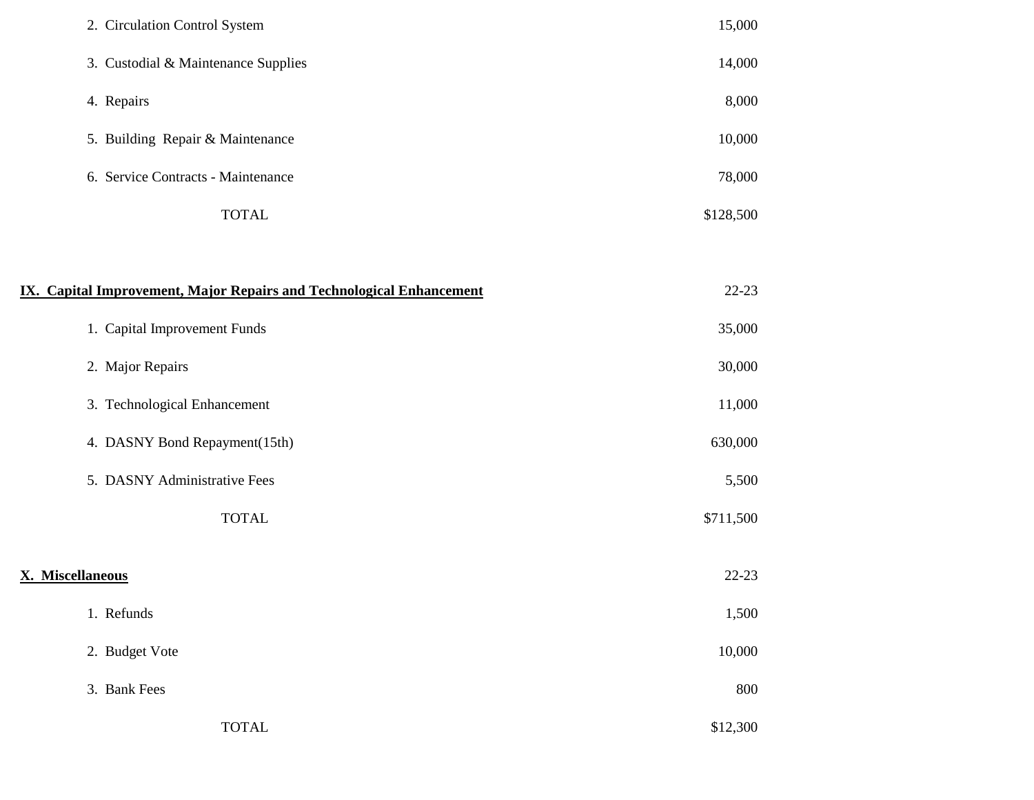| | |
|---|---|
| 2. Circulation Control System | 15,000 |
| 3. Custodial & Maintenance Supplies | 14,000 |
| 4. Repairs | 8,000 |
| 5. Building Repair & Maintenance | 10,000 |
| 6. Service Contracts - Maintenance | 78,000 |
| TOTAL | $128,500 |

| **IX. Capital Improvement, Major Repairs and Technological Enhancement** | 22-23 |
|---|---|
| 1. Capital Improvement Funds | 35,000 |
| 2. Major Repairs | 30,000 |
| 3. Technological Enhancement | 11,000 |
| 4. DASNY Bond Repayment(15th) | 630,000 |
| 5. DASNY Administrative Fees | 5,500 |
| TOTAL | $711,500 |

| **X. Miscellaneous** | 22-23 |
|---|---|
| 1. Refunds | 1,500 |
| 2. Budget Vote | 10,000 |
| 3. Bank Fees | 800 |
| TOTAL | $12,300 |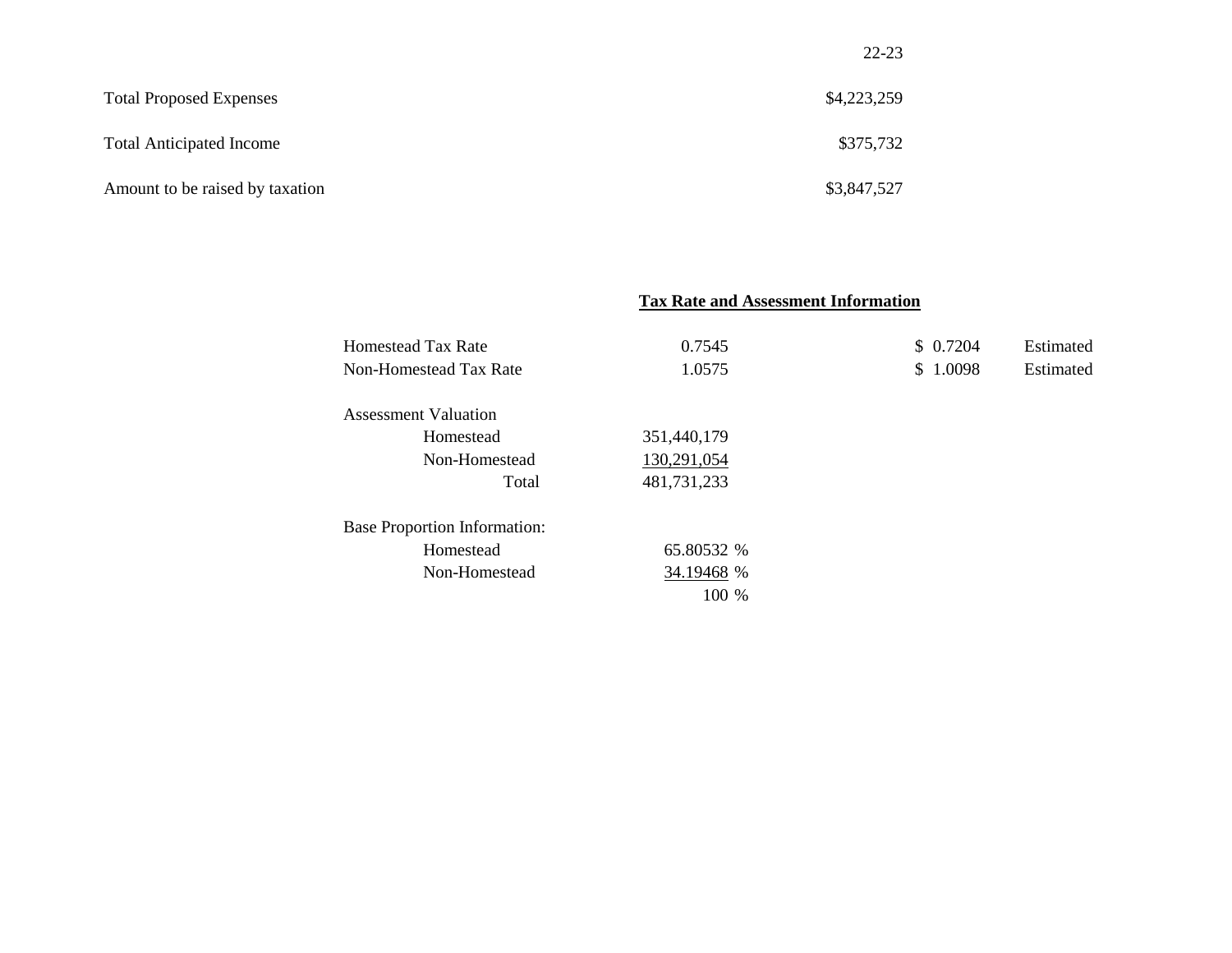| | 22-23 |
|---|---|
| Total Proposed Expenses | $4,223,259 |
| Total Anticipated Income | $375,732 |
| Amount to be raised by taxation | $3,847,527 |

**Tax Rate and Assessment Information**

| | | | |
|---|---|---|---|
| Homestead Tax Rate | 0.7545 | $ 0.7204 | Estimated |
| Non-Homestead Tax Rate | 1.0575 | $ 1.0098 | Estimated |

| | |
|---|---|
| **Assessment Valuation** | |
| Homestead | 351,440,179 |
| Non-Homestead | 130,291,054 |
| Total | 481,731,233 |

| | |
|---|---|
| **Base Proportion Information:** | |
| Homestead | 65.80532 % |
| Non-Homestead | 34.19468 % |
| | 100 % |